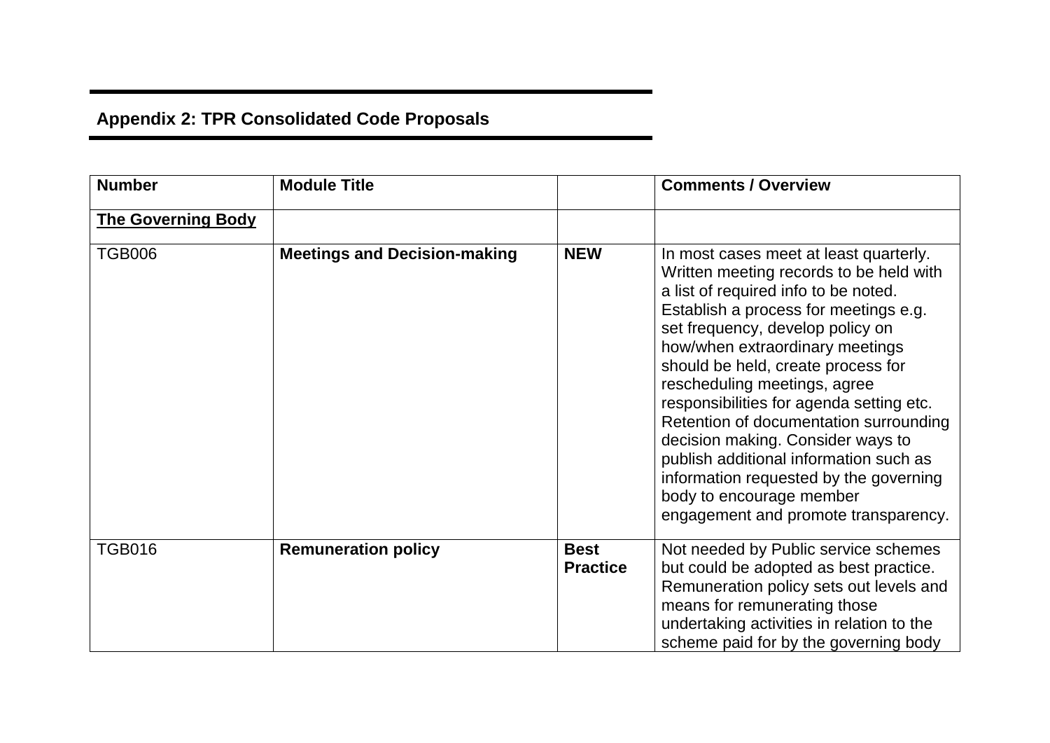## Appendix 2: TPR Consolidated Code Proposals

| Number | Module Title | | Comments / Overview |
|---|---|---|---|
| **The Governing Body** | | | |
| TGB006 | **Meetings and Decision-making** | **NEW** | In most cases meet at least quarterly. Written meeting records to be held with a list of required info to be noted. Establish a process for meetings e.g. set frequency, develop policy on how/when extraordinary meetings should be held, create process for rescheduling meetings, agree responsibilities for agenda setting etc. Retention of documentation surrounding decision making. Consider ways to publish additional information such as information requested by the governing body to encourage member engagement and promote transparency. |
| TGB016 | **Remuneration policy** | **Best Practice** | Not needed by Public service schemes but could be adopted as best practice. Remuneration policy sets out levels and means for remunerating those undertaking activities in relation to the scheme paid for by the governing body |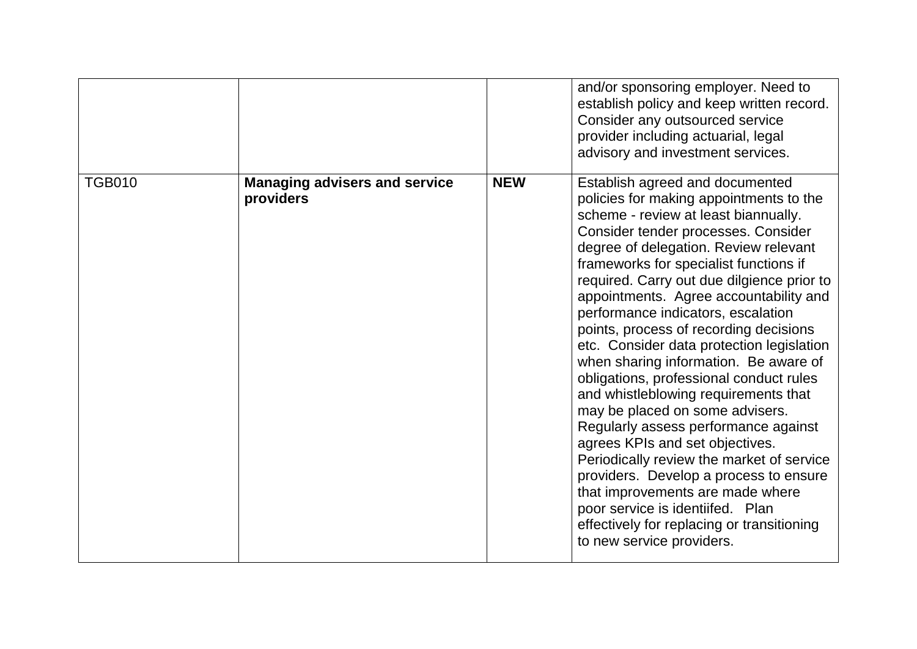| | | | |
|---|---|---|---|
| | | | and/or sponsoring employer. Need to establish policy and keep written record. Consider any outsourced service provider including actuarial, legal advisory and investment services. |
| TGB010 | **Managing advisers and service providers** | **NEW** | Establish agreed and documented policies for making appointments to the scheme - review at least biannually. Consider tender processes. Consider degree of delegation. Review relevant frameworks for specialist functions if required. Carry out due dilgience prior to appointments. Agree accountability and performance indicators, escalation points, process of recording decisions etc. Consider data protection legislation when sharing information. Be aware of obligations, professional conduct rules and whistleblowing requirements that may be placed on some advisers. Regularly assess performance against agrees KPIs and set objectives. Periodically review the market of service providers. Develop a process to ensure that improvements are made where poor service is identiifed. Plan effectively for replacing or transitioning to new service providers. |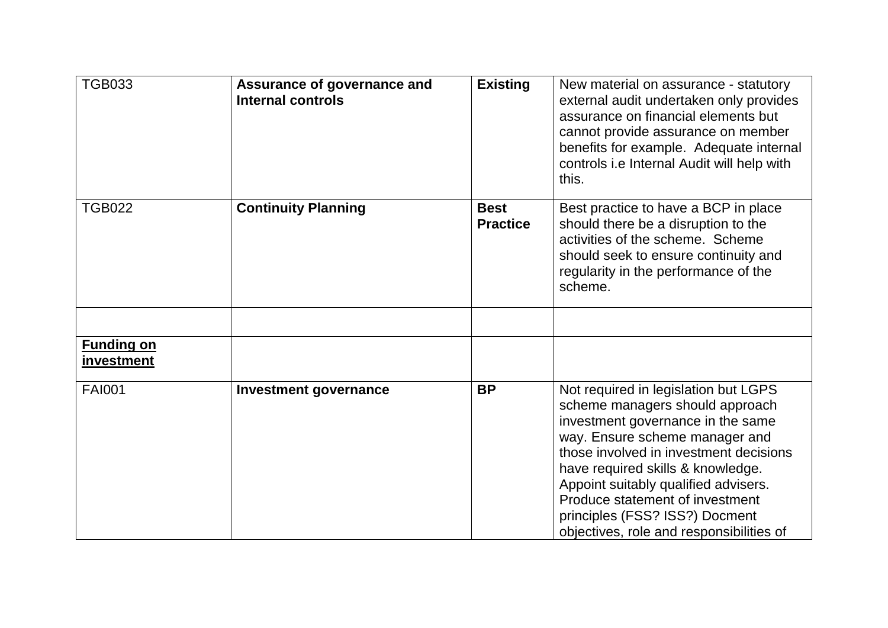| | | | |
|---|---|---|---|
| TGB033 | **Assurance of governance and Internal controls** | **Existing** | New material on assurance - statutory external audit undertaken only provides assurance on financial elements but cannot provide assurance on member benefits for example. Adequate internal controls i.e Internal Audit will help with this. |
| TGB022 | **Continuity Planning** | **Best Practice** | Best practice to have a BCP in place should there be a disruption to the activities of the scheme. Scheme should seek to ensure continuity and regularity in the performance of the scheme. |
| | | | |
| **Funding on investment** | | | |
| FAI001 | **Investment governance** | **BP** | Not required in legislation but LGPS scheme managers should approach investment governance in the same way. Ensure scheme manager and those involved in investment decisions have required skills & knowledge. Appoint suitably qualified advisers. Produce statement of investment principles (FSS? ISS?) Docment objectives, role and responsibilities of |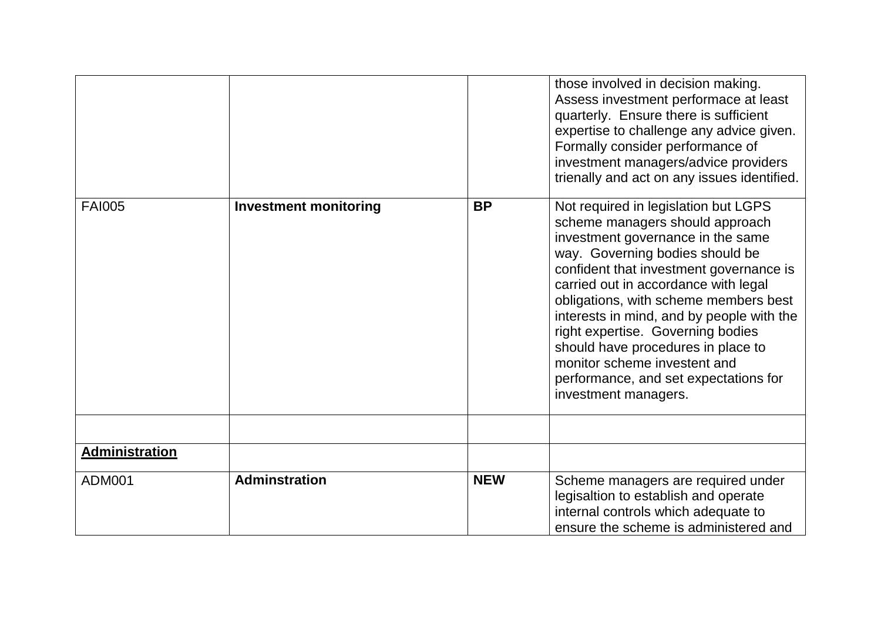| | | | |
|---|---|---|---|
| | | | those involved in decision making. Assess investment performace at least quarterly. Ensure there is sufficient expertise to challenge any advice given. Formally consider performance of investment managers/advice providers trienally and act on any issues identified. |
| FAI005 | **Investment monitoring** | **BP** | Not required in legislation but LGPS scheme managers should approach investment governance in the same way. Governing bodies should be confident that investment governance is carried out in accordance with legal obligations, with scheme members best interests in mind, and by people with the right expertise. Governing bodies should have procedures in place to monitor scheme investent and performance, and set expectations for investment managers. |
| | | | |
| **Administration** | | | |
| ADM001 | **Adminstration** | **NEW** | Scheme managers are required under legisaltion to establish and operate internal controls which adequate to ensure the scheme is administered and |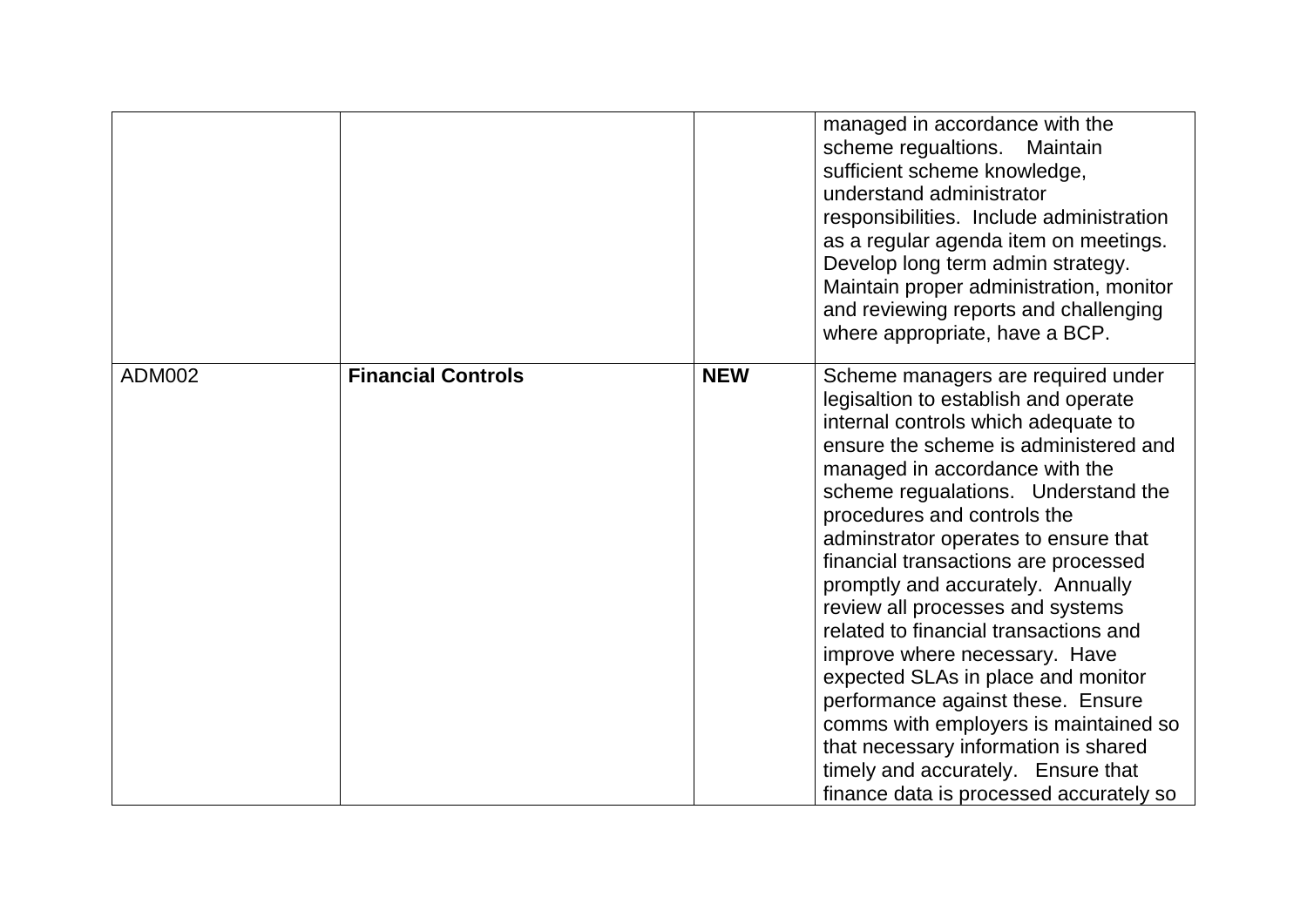| | | | |
|---|---|---|---|
| | | | managed in accordance with the scheme regualtions. Maintain sufficient scheme knowledge, understand administrator responsibilities. Include administration as a regular agenda item on meetings. Develop long term admin strategy. Maintain proper administration, monitor and reviewing reports and challenging where appropriate, have a BCP. |
| ADM002 | **Financial Controls** | **NEW** | Scheme managers are required under legisaltion to establish and operate internal controls which adequate to ensure the scheme is administered and managed in accordance with the scheme regualations. Understand the procedures and controls the adminstrator operates to ensure that financial transactions are processed promptly and accurately. Annually review all processes and systems related to financial transactions and improve where necessary. Have expected SLAs in place and monitor performance against these. Ensure comms with employers is maintained so that necessary information is shared timely and accurately. Ensure that finance data is processed accurately so |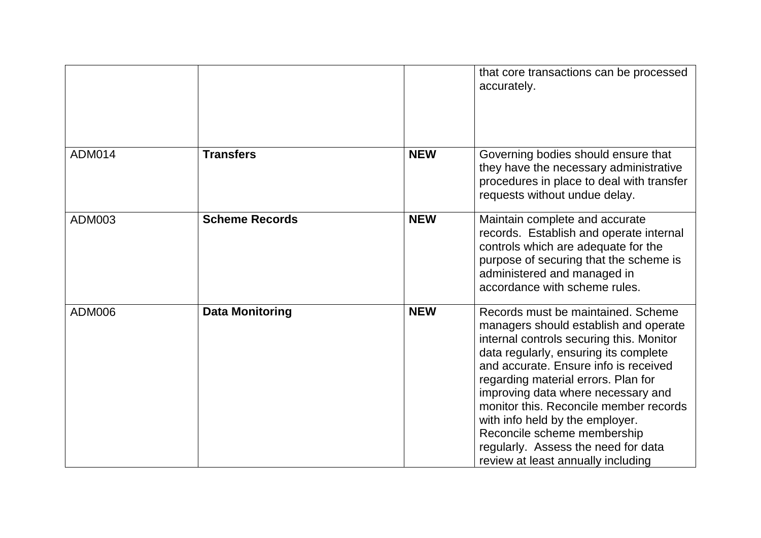| | | | |
|---|---|---|---|
| | | | that core transactions can be processed accurately. |
| ADM014 | **Transfers** | **NEW** | Governing bodies should ensure that they have the necessary administrative procedures in place to deal with transfer requests without undue delay. |
| ADM003 | **Scheme Records** | **NEW** | Maintain complete and accurate records. Establish and operate internal controls which are adequate for the purpose of securing that the scheme is administered and managed in accordance with scheme rules. |
| ADM006 | **Data Monitoring** | **NEW** | Records must be maintained. Scheme managers should establish and operate internal controls securing this. Monitor data regularly, ensuring its complete and accurate. Ensure info is received regarding material errors. Plan for improving data where necessary and monitor this. Reconcile member records with info held by the employer. Reconcile scheme membership regularly. Assess the need for data review at least annually including |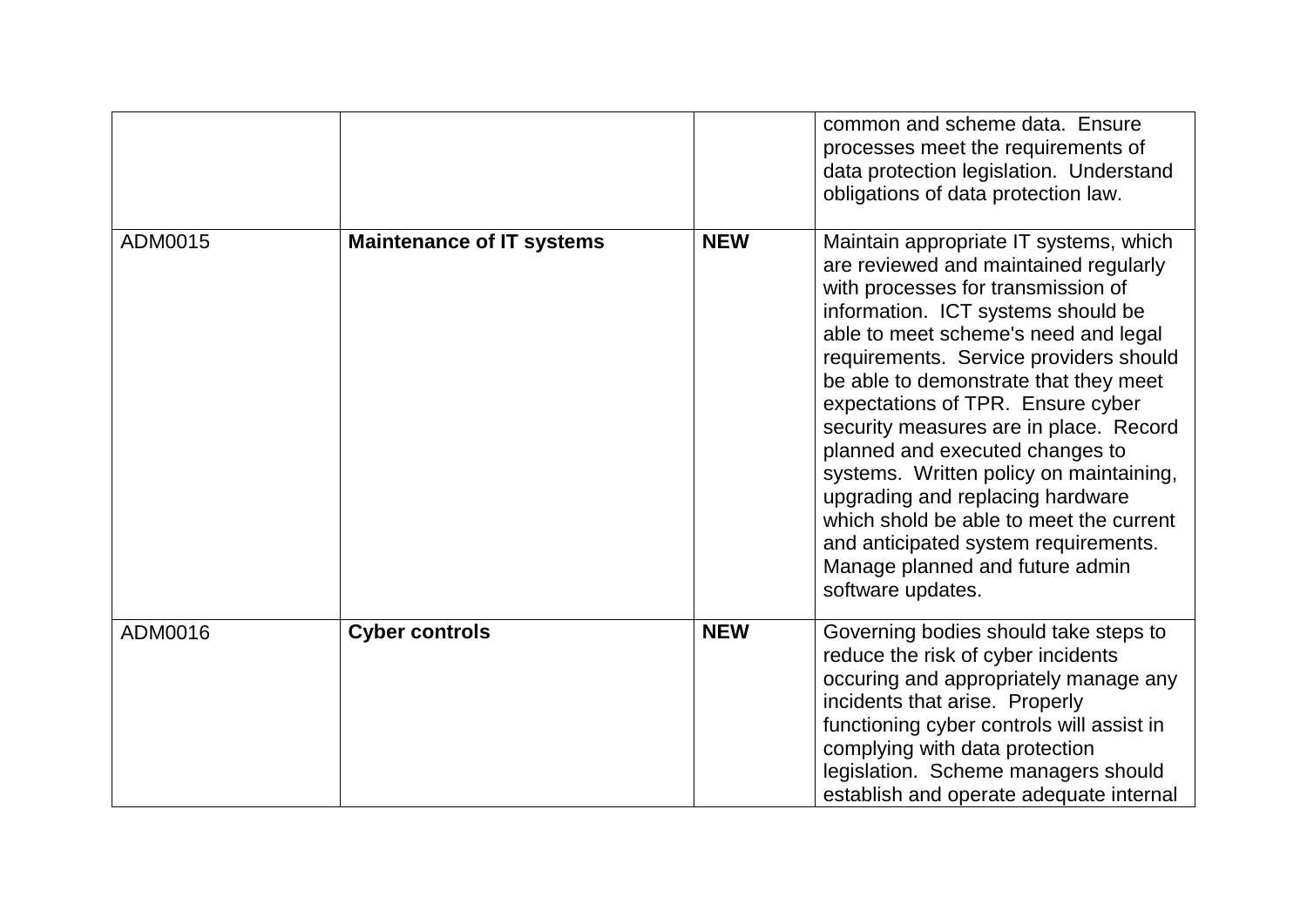| | | | |
|---|---|---|---|
| | | | common and scheme data. Ensure processes meet the requirements of data protection legislation. Understand obligations of data protection law. |
| ADM0015 | **Maintenance of IT systems** | **NEW** | Maintain appropriate IT systems, which are reviewed and maintained regularly with processes for transmission of information. ICT systems should be able to meet scheme's need and legal requirements. Service providers should be able to demonstrate that they meet expectations of TPR. Ensure cyber security measures are in place. Record planned and executed changes to systems. Written policy on maintaining, upgrading and replacing hardware which shold be able to meet the current and anticipated system requirements. Manage planned and future admin software updates. |
| ADM0016 | **Cyber controls** | **NEW** | Governing bodies should take steps to reduce the risk of cyber incidents occuring and appropriately manage any incidents that arise. Properly functioning cyber controls will assist in complying with data protection legislation. Scheme managers should establish and operate adequate internal |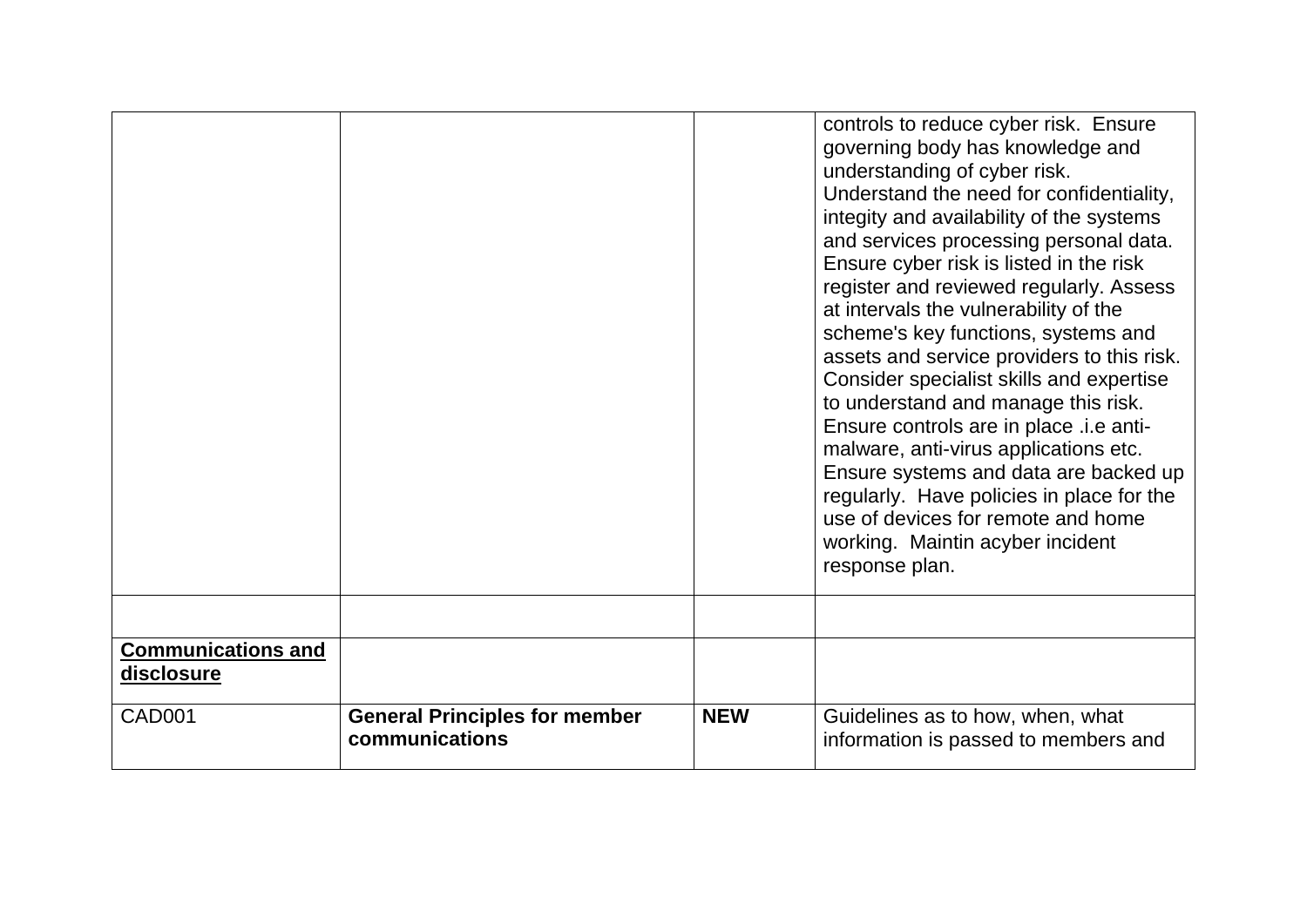| | | | |
|---|---|---|---|
| | | | controls to reduce cyber risk. Ensure governing body has knowledge and understanding of cyber risk. Understand the need for confidentiality, integity and availability of the systems and services processing personal data. Ensure cyber risk is listed in the risk register and reviewed regularly. Assess at intervals the vulnerability of the scheme's key functions, systems and assets and service providers to this risk. Consider specialist skills and expertise to understand and manage this risk. Ensure controls are in place .i.e anti-malware, anti-virus applications etc. Ensure systems and data are backed up regularly. Have policies in place for the use of devices for remote and home working. Maintin acyber incident response plan. |
| | | | |
| **Communications and disclosure** | | | |
| CAD001 | **General Principles for member communications** | **NEW** | Guidelines as to how, when, what information is passed to members and |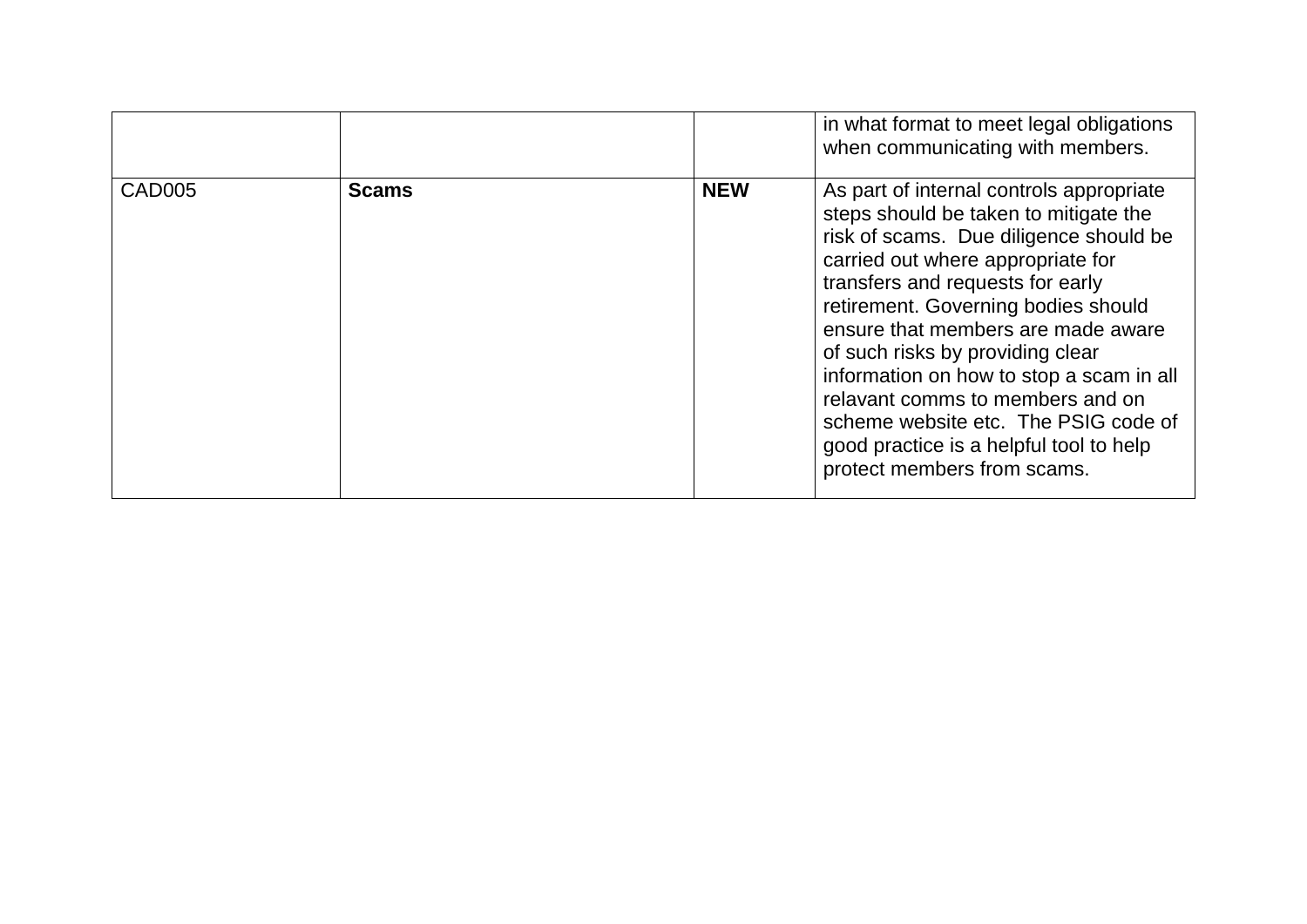| | | | |
|---|---|---|---|
| | | | in what format to meet legal obligations when communicating with members. |
| CAD005 | **Scams** | **NEW** | As part of internal controls appropriate steps should be taken to mitigate the risk of scams. Due diligence should be carried out where appropriate for transfers and requests for early retirement. Governing bodies should ensure that members are made aware of such risks by providing clear information on how to stop a scam in all relavant comms to members and on scheme website etc. The PSIG code of good practice is a helpful tool to help protect members from scams. |